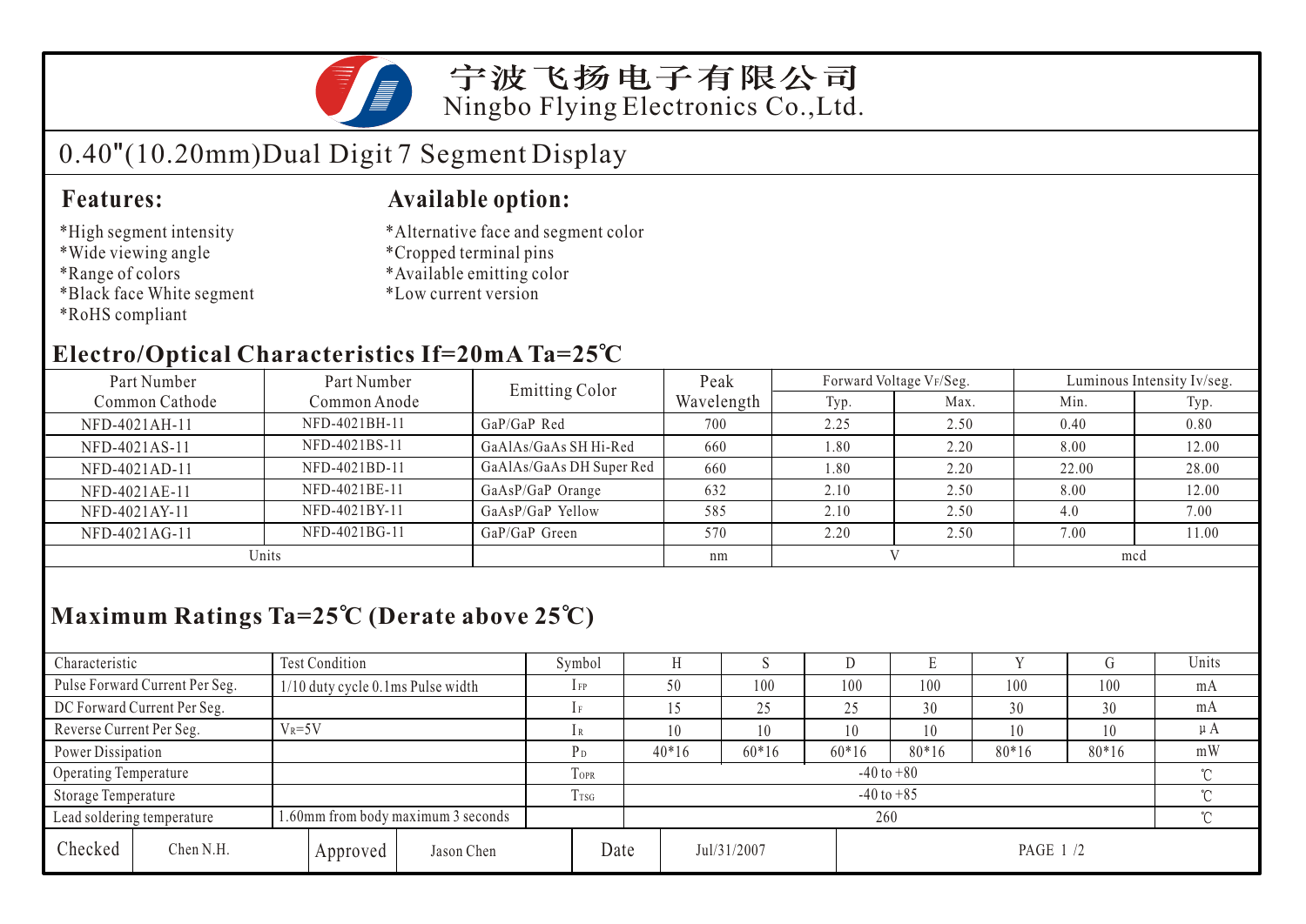宁波飞扬电子有限公司
Ningbo Flying Electronics Co.,Ltd.

# 0.40"(10.20mm)Dual Digit 7 Segment Display

## Features:

*High segment intensity
*Wide viewing angle
*Range of colors
*Black face White segment
*RoHS compliant

## Available option:

*Alternative face and segment color
*Cropped terminal pins
*Available emitting color
*Low current version

## Electro/Optical Characteristics If=20mA Ta=25℃

| Part Number Common Cathode | Part Number Common Anode | Emitting Color | Peak Wavelength | Forward Voltage $V_F$/Seg. | | Luminous Intensity Iv/seg. | |
|---|---|---|---|---|---|---|---|
| | | | | Typ. | Max. | Min. | Typ. |
| NFD-4021AH-11 | NFD-4021BH-11 | GaP/GaP Red | 700 | 2.25 | 2.50 | 0.40 | 0.80 |
| NFD-4021AS-11 | NFD-4021BS-11 | GaAlAs/GaAs SH Hi-Red | 660 | 1.80 | 2.20 | 8.00 | 12.00 |
| NFD-4021AD-11 | NFD-4021BD-11 | GaAlAs/GaAs DH Super Red | 660 | 1.80 | 2.20 | 22.00 | 28.00 |
| NFD-4021AE-11 | NFD-4021BE-11 | GaAsP/GaP Orange | 632 | 2.10 | 2.50 | 8.00 | 12.00 |
| NFD-4021AY-11 | NFD-4021BY-11 | GaAsP/GaP Yellow | 585 | 2.10 | 2.50 | 4.0 | 7.00 |
| NFD-4021AG-11 | NFD-4021BG-11 | GaP/GaP Green | 570 | 2.20 | 2.50 | 7.00 | 11.00 |
| Units | | | nm | V | | mcd | |

## Maximum Ratings Ta=25℃ (Derate above 25℃)

| Characteristic | Test Condition | Symbol | H | S | D | E | Y | G | Units |
|---|---|---|---|---|---|---|---|---|---|
| Pulse Forward Current Per Seg. | 1/10 duty cycle 0.1ms Pulse width | $I_{FP}$ | 50 | 100 | 100 | 100 | 100 | 100 | mA |
| DC Forward Current Per Seg. | | $I_F$ | 15 | 25 | 25 | 30 | 30 | 30 | mA |
| Reverse Current Per Seg. | $V_R$=5V | $I_R$ | 10 | 10 | 10 | 10 | 10 | 10 | μA |
| Power Dissipation | | $P_D$ | 40*16 | 60*16 | 60*16 | 80*16 | 80*16 | 80*16 | mW |
| Operating Temperature | | $T_{OPR}$ | -40 to +80 | | | | | | ℃ |
| Storage Temperature | | $T_{TSG}$ | -40 to +85 | | | | | | ℃ |
| Lead soldering temperature | 1.60mm from body maximum 3 seconds | | 260 | | | | | | ℃ |

| Checked | Chen N.H. | Approved | Jason Chen | Date | Jul/31/2007 |
|---|---|---|---|---|---|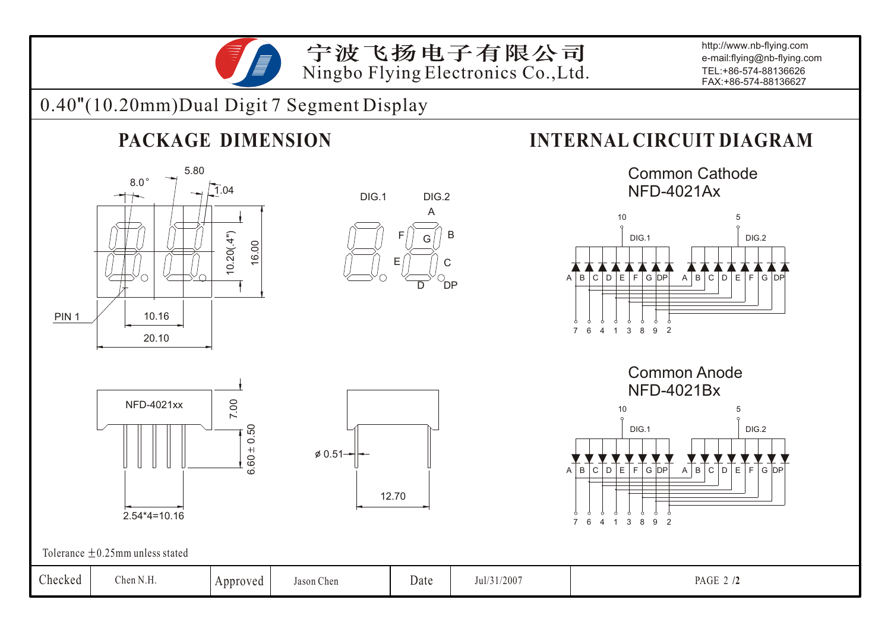宁波飞扬电子有限公司
Ningbo Flying Electronics Co.,Ltd.

http://www.nb-flying.com
e-mail:flying@nb-flying.com
TEL:+86-574-88136626
FAX:+86-574-88136627

# 0.40"(10.20mm)Dual Digit 7 Segment Display

## PACKAGE DIMENSION

8.0°
5.80
1.04
10.20(.4")
16.00
PIN 1
10.16
20.10

DIG.1
DIG.2
A
B
C
D
E
F
G
DP

NFD-4021xx
7.00
6.60±0.50
2.54*4=10.16

ø 0.51
12.70

## INTERNAL CIRCUIT DIAGRAM

Common Cathode
NFD-4021Ax

10
5
DIG.1
DIG.2
A B C D E F G DP A B C D E F G DP
7 6 4 1 3 8 9 2

Common Anode
NFD-4021Bx

10
5
DIG.1
DIG.2
A B C D E F G DP A B C D E F G DP
7 6 4 1 3 8 9 2

Tolerance ±0.25mm unless stated

| Checked | Chen N.H. | Approved | Jason Chen | Date | Jul/31/2007 | PAGE 2 /2 |
|---|---|---|---|---|---|---|